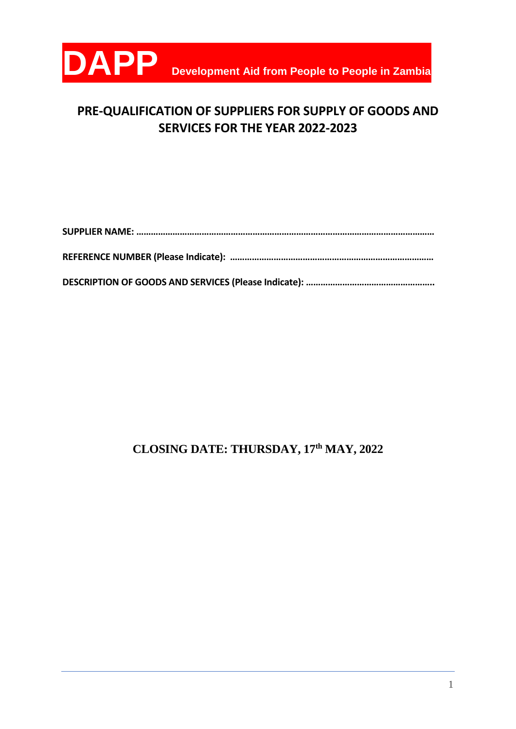**DAPP** Development Aid from People to People in Zambia

# PRE-QUALIFICATION OF SUPPLIERS FOR SUPPLY OF GOODS AND SERVICES FOR THE YEAR 2022-2023

**SUPPLIER NAME: ……………………………………………………………………………………………………………**

**REFERENCE NUMBER (Please Indicate): ………………………………………………………………………**

**DESCRIPTION OF GOODS AND SERVICES (Please Indicate): ……………………………………………..**

## CLOSING DATE: THURSDAY, 17th MAY, 2022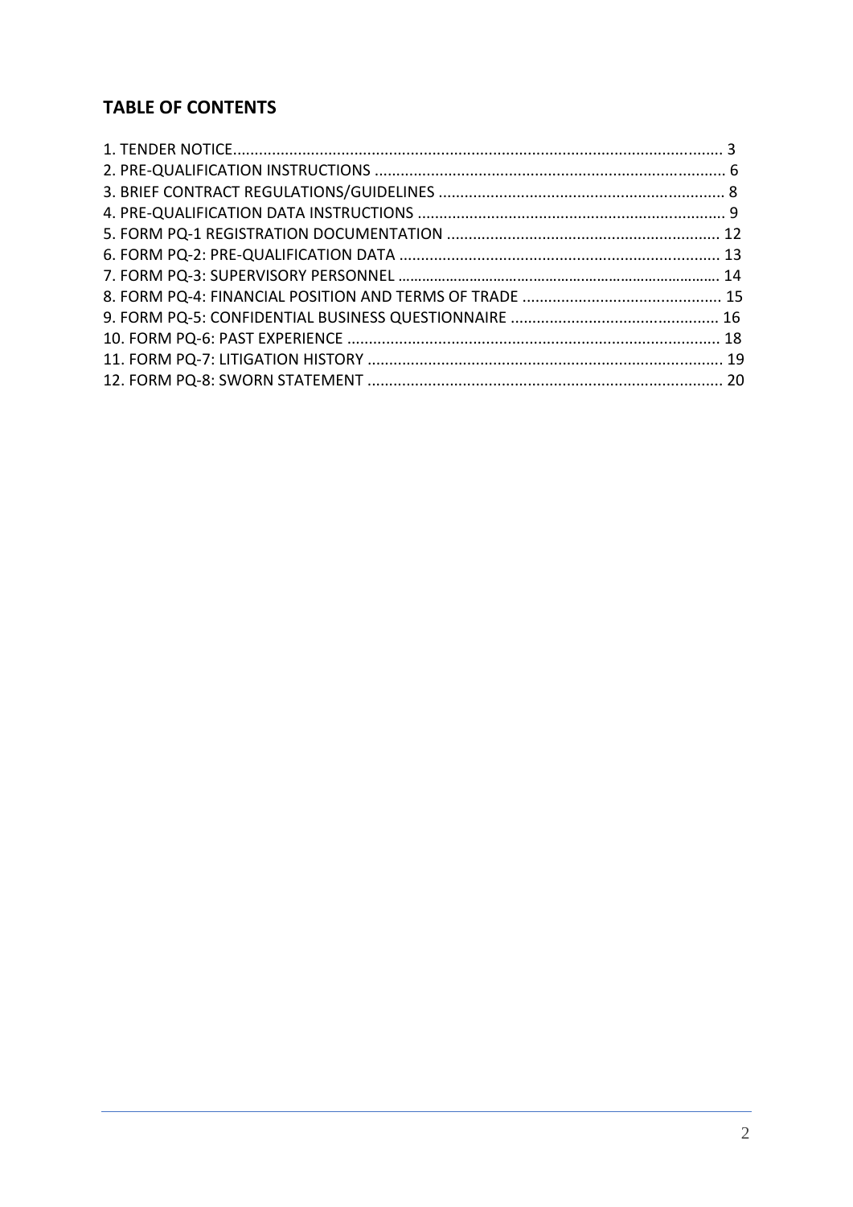## TABLE OF CONTENTS

1. TENDER NOTICE ..... 3
2. PRE-QUALIFICATION INSTRUCTIONS ..... 6
3. BRIEF CONTRACT REGULATIONS/GUIDELINES ..... 8
4. PRE-QUALIFICATION DATA INSTRUCTIONS ..... 9
5. FORM PQ-1 REGISTRATION DOCUMENTATION ..... 12
6. FORM PQ-2: PRE-QUALIFICATION DATA ..... 13
7. FORM PQ-3: SUPERVISORY PERSONNEL ..... 14
8. FORM PQ-4: FINANCIAL POSITION AND TERMS OF TRADE ..... 15
9. FORM PQ-5: CONFIDENTIAL BUSINESS QUESTIONNAIRE ..... 16
10. FORM PQ-6: PAST EXPERIENCE ..... 18
11. FORM PQ-7: LITIGATION HISTORY ..... 19
12. FORM PQ-8: SWORN STATEMENT ..... 20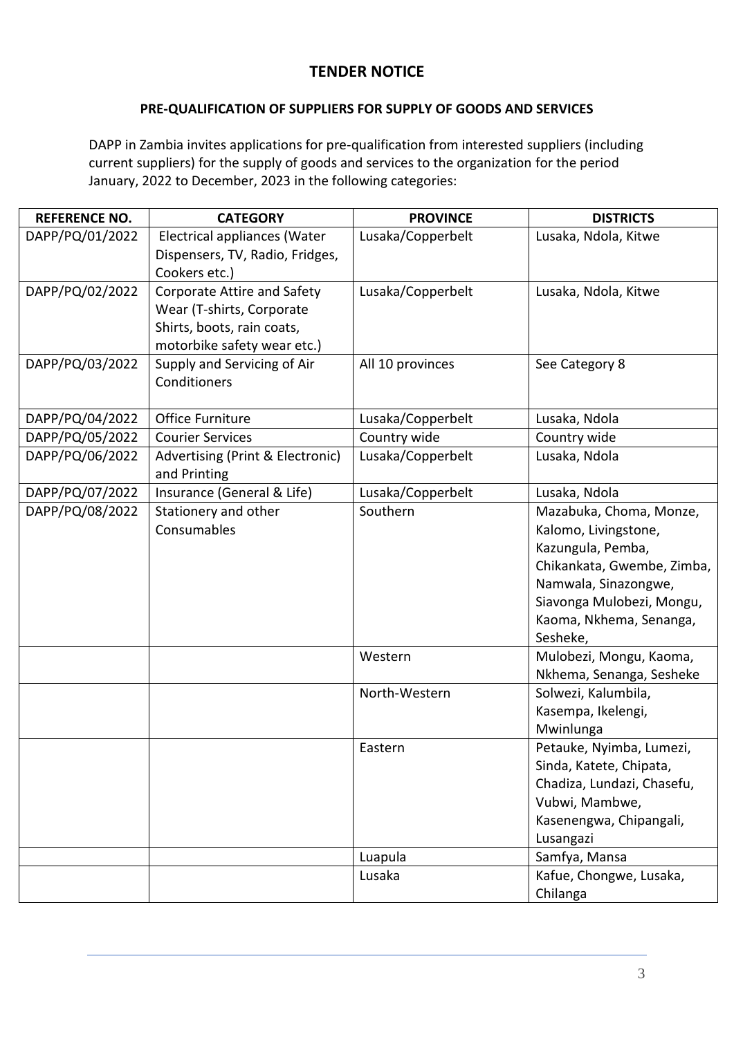## TENDER NOTICE

### PRE-QUALIFICATION OF SUPPLIERS FOR SUPPLY OF GOODS AND SERVICES

DAPP in Zambia invites applications for pre-qualification from interested suppliers (including current suppliers) for the supply of goods and services to the organization for the period January, 2022 to December, 2023 in the following categories:

| REFERENCE NO. | CATEGORY | PROVINCE | DISTRICTS |
|---|---|---|---|
| DAPP/PQ/01/2022 | Electrical appliances (Water Dispensers, TV, Radio, Fridges, Cookers etc.) | Lusaka/Copperbelt | Lusaka, Ndola, Kitwe |
| DAPP/PQ/02/2022 | Corporate Attire and Safety Wear (T-shirts, Corporate Shirts, boots, rain coats, motorbike safety wear etc.) | Lusaka/Copperbelt | Lusaka, Ndola, Kitwe |
| DAPP/PQ/03/2022 | Supply and Servicing of Air Conditioners | All 10 provinces | See Category 8 |
| DAPP/PQ/04/2022 | Office Furniture | Lusaka/Copperbelt | Lusaka, Ndola |
| DAPP/PQ/05/2022 | Courier Services | Country wide | Country wide |
| DAPP/PQ/06/2022 | Advertising (Print & Electronic) and Printing | Lusaka/Copperbelt | Lusaka, Ndola |
| DAPP/PQ/07/2022 | Insurance (General & Life) | Lusaka/Copperbelt | Lusaka, Ndola |
| DAPP/PQ/08/2022 | Stationery and other Consumables | Southern | Mazabuka, Choma, Monze, Kalomo, Livingstone, Kazungula, Pemba, Chikankata, Gwembe, Zimba, Namwala, Sinazongwe, Siavonga Mulobezi, Mongu, Kaoma, Nkhema, Senanga, Sesheke, |
| | | Western | Mulobezi, Mongu, Kaoma, Nkhema, Senanga, Sesheke |
| | | North-Western | Solwezi, Kalumbila, Kasempa, Ikelengi, Mwinlunga |
| | | Eastern | Petauke, Nyimba, Lumezi, Sinda, Katete, Chipata, Chadiza, Lundazi, Chasefu, Vubwi, Mambwe, Kasenengwa, Chipangali, Lusangazi |
| | | Luapula | Samfya, Mansa |
| | | Lusaka | Kafue, Chongwe, Lusaka, Chilanga |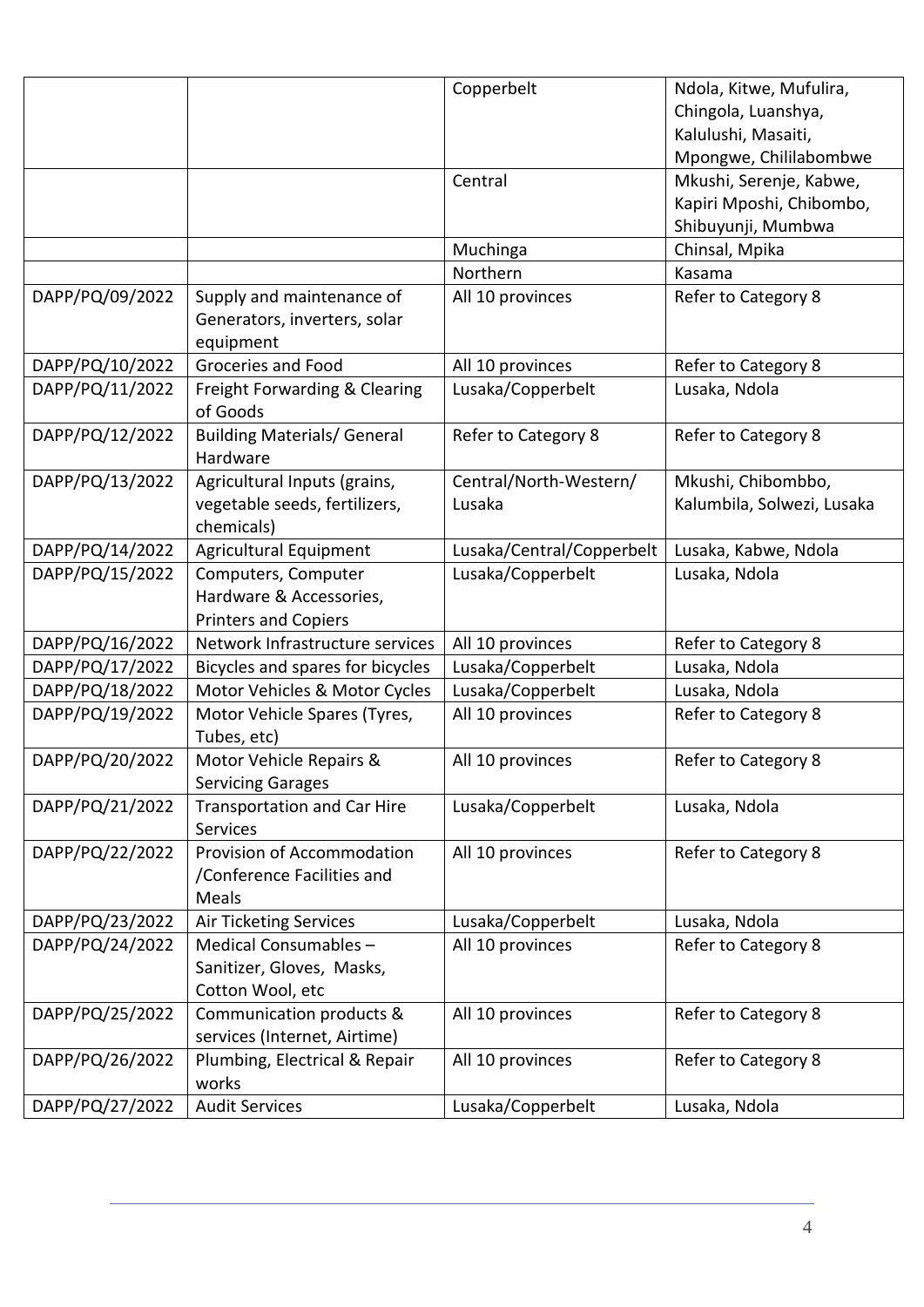| | | | |
|---|---|---|---|
| | | Copperbelt | Ndola, Kitwe, Mufulira, Chingola, Luanshya, Kalulushi, Masaiti, Mpongwe, Chililabombwe |
| | | Central | Mkushi, Serenje, Kabwe, Kapiri Mposhi, Chibombo, Shibuyunji, Mumbwa |
| | | Muchinga | Chinsal, Mpika |
| | | Northern | Kasama |
| DAPP/PQ/09/2022 | Supply and maintenance of Generators, inverters, solar equipment | All 10 provinces | Refer to Category 8 |
| DAPP/PQ/10/2022 | Groceries and Food | All 10 provinces | Refer to Category 8 |
| DAPP/PQ/11/2022 | Freight Forwarding & Clearing of Goods | Lusaka/Copperbelt | Lusaka, Ndola |
| DAPP/PQ/12/2022 | Building Materials/ General Hardware | Refer to Category 8 | Refer to Category 8 |
| DAPP/PQ/13/2022 | Agricultural Inputs (grains, vegetable seeds, fertilizers, chemicals) | Central/North-Western/ Lusaka | Mkushi, Chibombbo, Kalumbila, Solwezi, Lusaka |
| DAPP/PQ/14/2022 | Agricultural Equipment | Lusaka/Central/Copperbelt | Lusaka, Kabwe, Ndola |
| DAPP/PQ/15/2022 | Computers, Computer Hardware & Accessories, Printers and Copiers | Lusaka/Copperbelt | Lusaka, Ndola |
| DAPP/PQ/16/2022 | Network Infrastructure services | All 10 provinces | Refer to Category 8 |
| DAPP/PQ/17/2022 | Bicycles and spares for bicycles | Lusaka/Copperbelt | Lusaka, Ndola |
| DAPP/PQ/18/2022 | Motor Vehicles & Motor Cycles | Lusaka/Copperbelt | Lusaka, Ndola |
| DAPP/PQ/19/2022 | Motor Vehicle Spares (Tyres, Tubes, etc) | All 10 provinces | Refer to Category 8 |
| DAPP/PQ/20/2022 | Motor Vehicle Repairs & Servicing Garages | All 10 provinces | Refer to Category 8 |
| DAPP/PQ/21/2022 | Transportation and Car Hire Services | Lusaka/Copperbelt | Lusaka, Ndola |
| DAPP/PQ/22/2022 | Provision of Accommodation /Conference Facilities and Meals | All 10 provinces | Refer to Category 8 |
| DAPP/PQ/23/2022 | Air Ticketing Services | Lusaka/Copperbelt | Lusaka, Ndola |
| DAPP/PQ/24/2022 | Medical Consumables – Sanitizer, Gloves, Masks, Cotton Wool, etc | All 10 provinces | Refer to Category 8 |
| DAPP/PQ/25/2022 | Communication products & services (Internet, Airtime) | All 10 provinces | Refer to Category 8 |
| DAPP/PQ/26/2022 | Plumbing, Electrical & Repair works | All 10 provinces | Refer to Category 8 |
| DAPP/PQ/27/2022 | Audit Services | Lusaka/Copperbelt | Lusaka, Ndola |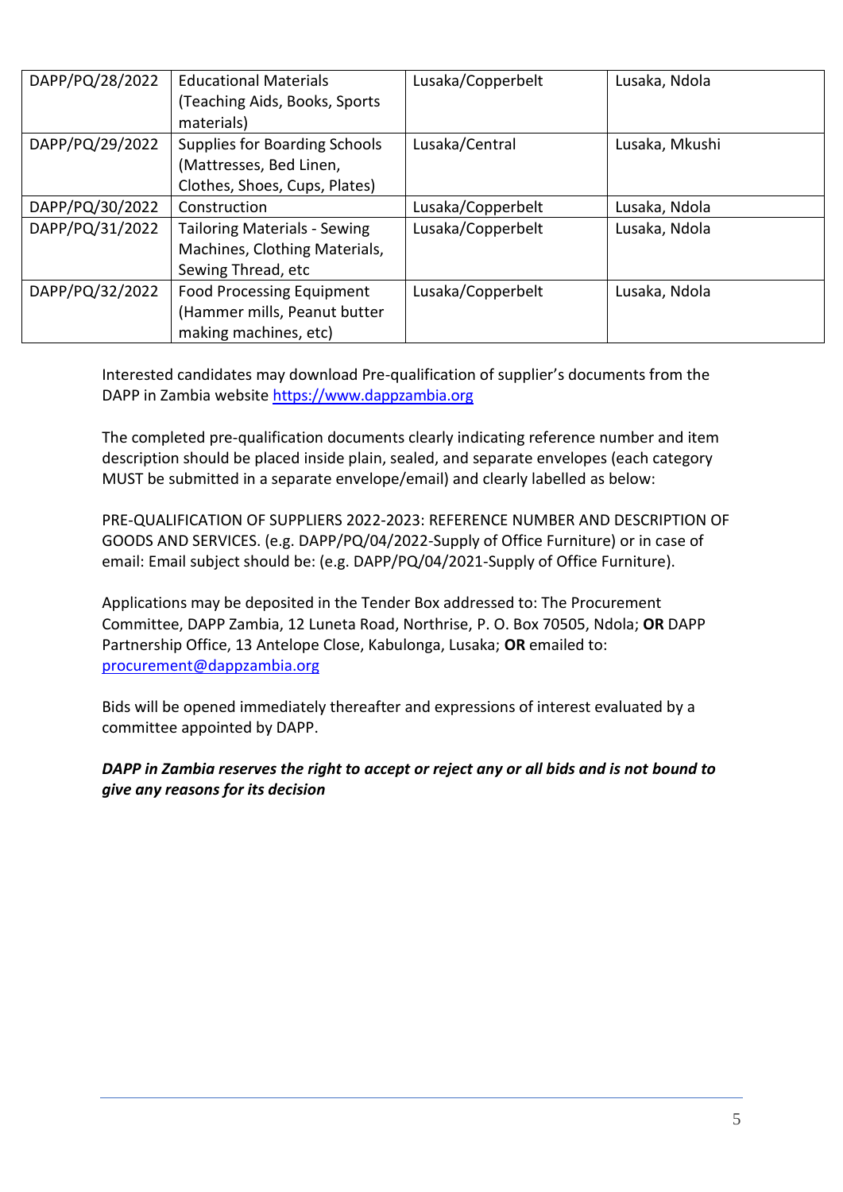| DAPP/PQ/28/2022 | Educational Materials (Teaching Aids, Books, Sports materials) | Lusaka/Copperbelt | Lusaka, Ndola |
|---|---|---|---|
| DAPP/PQ/29/2022 | Supplies for Boarding Schools (Mattresses, Bed Linen, Clothes, Shoes, Cups, Plates) | Lusaka/Central | Lusaka, Mkushi |
| DAPP/PQ/30/2022 | Construction | Lusaka/Copperbelt | Lusaka, Ndola |
| DAPP/PQ/31/2022 | Tailoring Materials - Sewing Machines, Clothing Materials, Sewing Thread, etc | Lusaka/Copperbelt | Lusaka, Ndola |
| DAPP/PQ/32/2022 | Food Processing Equipment (Hammer mills, Peanut butter making machines, etc) | Lusaka/Copperbelt | Lusaka, Ndola |

Interested candidates may download Pre-qualification of supplier's documents from the DAPP in Zambia website https://www.dappzambia.org

The completed pre-qualification documents clearly indicating reference number and item description should be placed inside plain, sealed, and separate envelopes (each category MUST be submitted in a separate envelope/email) and clearly labelled as below:

PRE-QUALIFICATION OF SUPPLIERS 2022-2023: REFERENCE NUMBER AND DESCRIPTION OF GOODS AND SERVICES. (e.g. DAPP/PQ/04/2022-Supply of Office Furniture) or in case of email: Email subject should be: (e.g. DAPP/PQ/04/2021-Supply of Office Furniture).

Applications may be deposited in the Tender Box addressed to: The Procurement Committee, DAPP Zambia, 12 Luneta Road, Northrise, P. O. Box 70505, Ndola; **OR** DAPP Partnership Office, 13 Antelope Close, Kabulonga, Lusaka; **OR** emailed to: procurement@dappzambia.org

Bids will be opened immediately thereafter and expressions of interest evaluated by a committee appointed by DAPP.

***DAPP in Zambia reserves the right to accept or reject any or all bids and is not bound to give any reasons for its decision***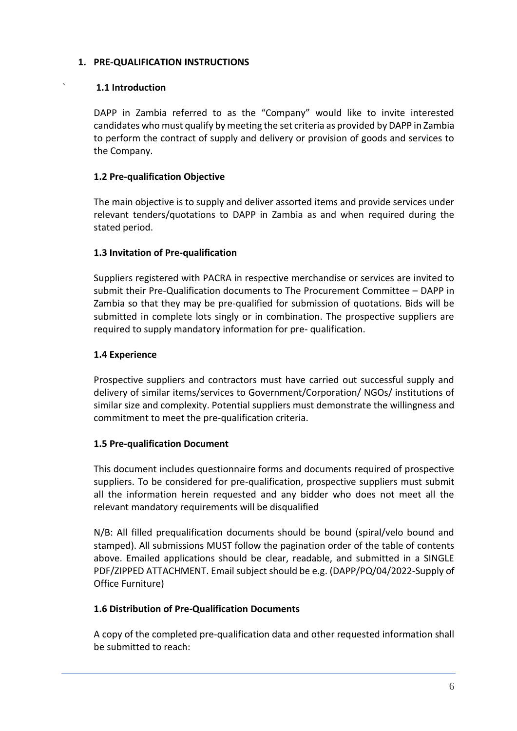## 1. PRE-QUALIFICATION INSTRUCTIONS

### 1.1 Introduction

DAPP in Zambia referred to as the "Company" would like to invite interested candidates who must qualify by meeting the set criteria as provided by DAPP in Zambia to perform the contract of supply and delivery or provision of goods and services to the Company.

### 1.2 Pre-qualification Objective

The main objective is to supply and deliver assorted items and provide services under relevant tenders/quotations to DAPP in Zambia as and when required during the stated period.

### 1.3 Invitation of Pre-qualification

Suppliers registered with PACRA in respective merchandise or services are invited to submit their Pre-Qualification documents to The Procurement Committee – DAPP in Zambia so that they may be pre-qualified for submission of quotations. Bids will be submitted in complete lots singly or in combination. The prospective suppliers are required to supply mandatory information for pre- qualification.

### 1.4 Experience

Prospective suppliers and contractors must have carried out successful supply and delivery of similar items/services to Government/Corporation/ NGOs/ institutions of similar size and complexity. Potential suppliers must demonstrate the willingness and commitment to meet the pre-qualification criteria.

### 1.5 Pre-qualification Document

This document includes questionnaire forms and documents required of prospective suppliers. To be considered for pre-qualification, prospective suppliers must submit all the information herein requested and any bidder who does not meet all the relevant mandatory requirements will be disqualified

N/B: All filled prequalification documents should be bound (spiral/velo bound and stamped). All submissions MUST follow the pagination order of the table of contents above. Emailed applications should be clear, readable, and submitted in a SINGLE PDF/ZIPPED ATTACHMENT. Email subject should be e.g. (DAPP/PQ/04/2022-Supply of Office Furniture)

### 1.6 Distribution of Pre-Qualification Documents

A copy of the completed pre-qualification data and other requested information shall be submitted to reach: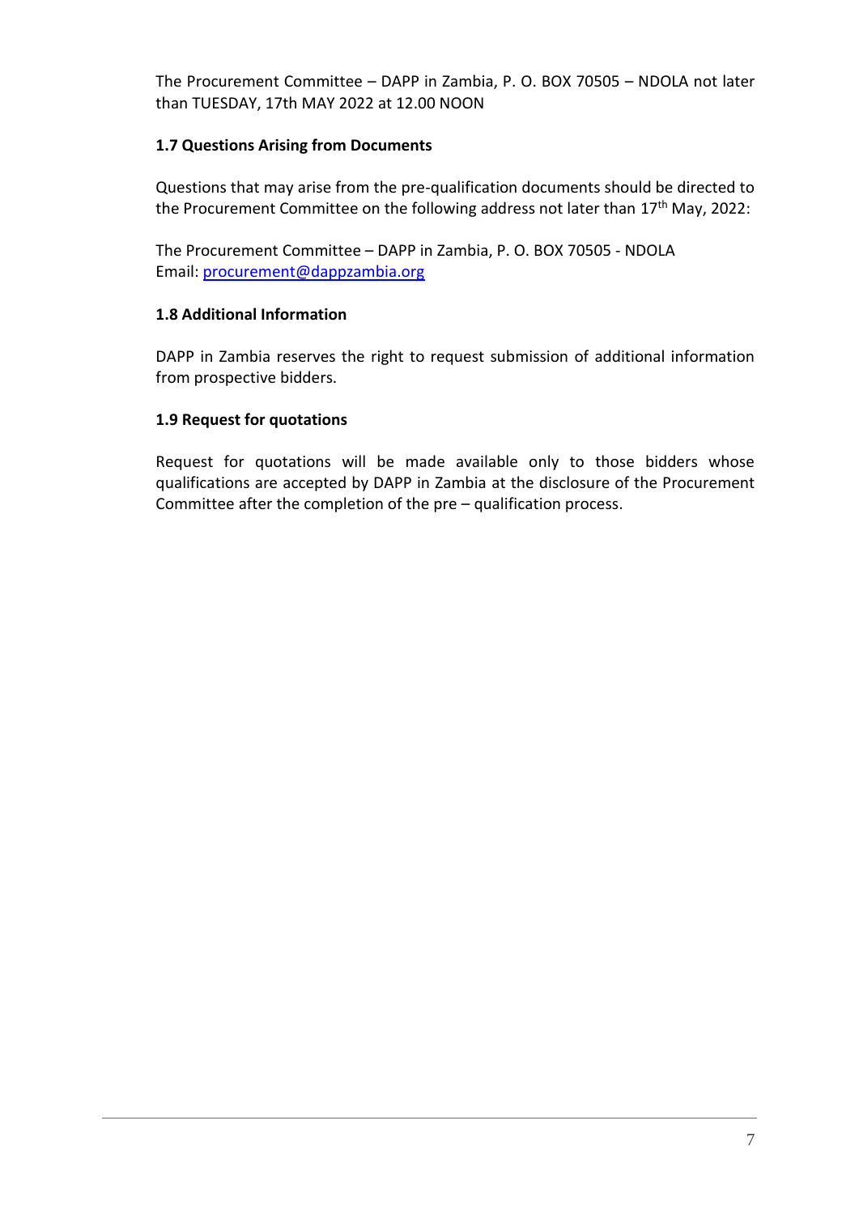The Procurement Committee – DAPP in Zambia, P. O. BOX 70505 – NDOLA not later than TUESDAY, 17th MAY 2022 at 12.00 NOON

### 1.7 Questions Arising from Documents

Questions that may arise from the pre-qualification documents should be directed to the Procurement Committee on the following address not later than 17th May, 2022:

The Procurement Committee – DAPP in Zambia, P. O. BOX 70505 - NDOLA
Email: procurement@dappzambia.org

### 1.8 Additional Information

DAPP in Zambia reserves the right to request submission of additional information from prospective bidders.

### 1.9 Request for quotations

Request for quotations will be made available only to those bidders whose qualifications are accepted by DAPP in Zambia at the disclosure of the Procurement Committee after the completion of the pre – qualification process.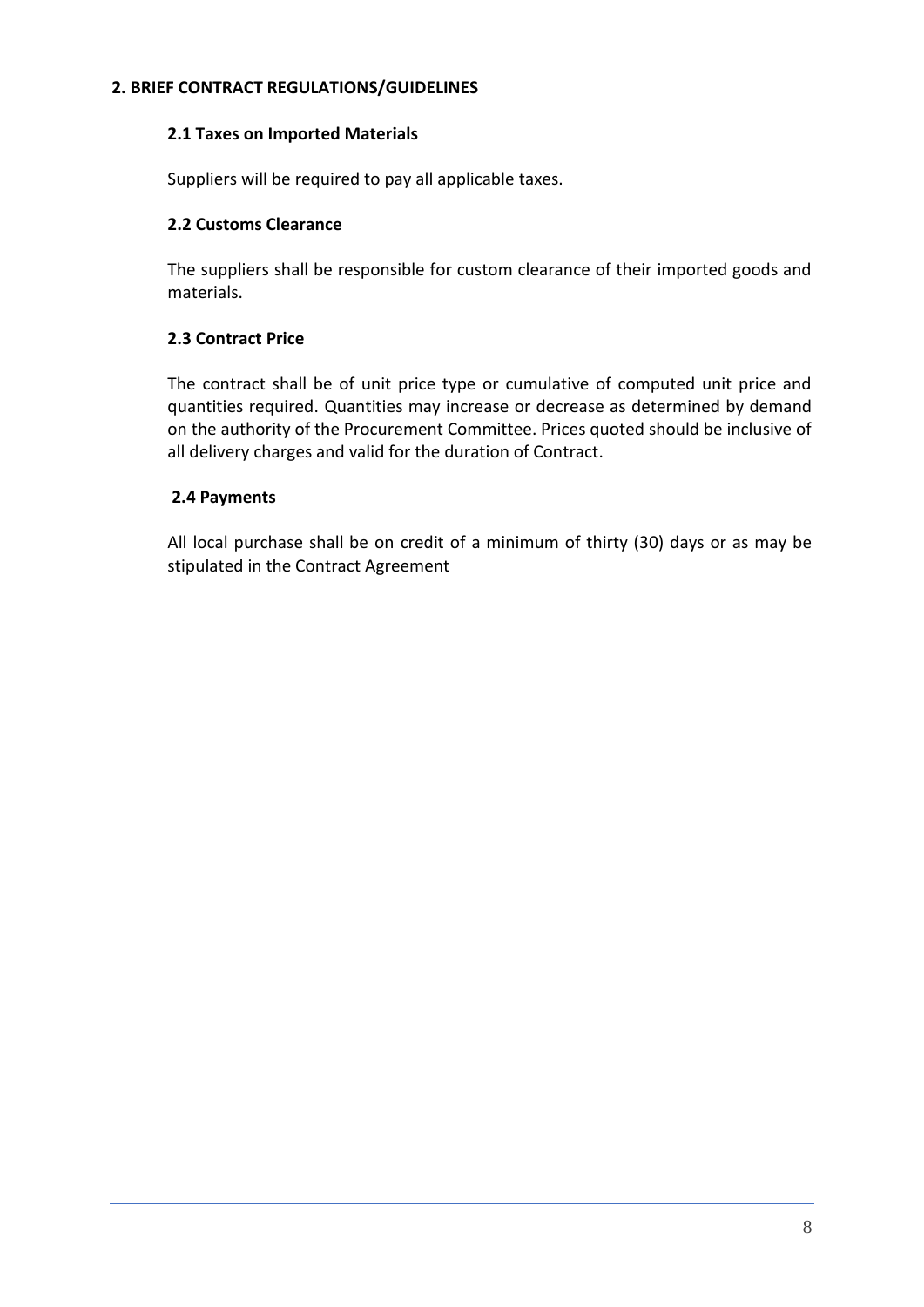## 2. BRIEF CONTRACT REGULATIONS/GUIDELINES

### 2.1 Taxes on Imported Materials

Suppliers will be required to pay all applicable taxes.

### 2.2 Customs Clearance

The suppliers shall be responsible for custom clearance of their imported goods and materials.

### 2.3 Contract Price

The contract shall be of unit price type or cumulative of computed unit price and quantities required. Quantities may increase or decrease as determined by demand on the authority of the Procurement Committee. Prices quoted should be inclusive of all delivery charges and valid for the duration of Contract.

### 2.4 Payments

All local purchase shall be on credit of a minimum of thirty (30) days or as may be stipulated in the Contract Agreement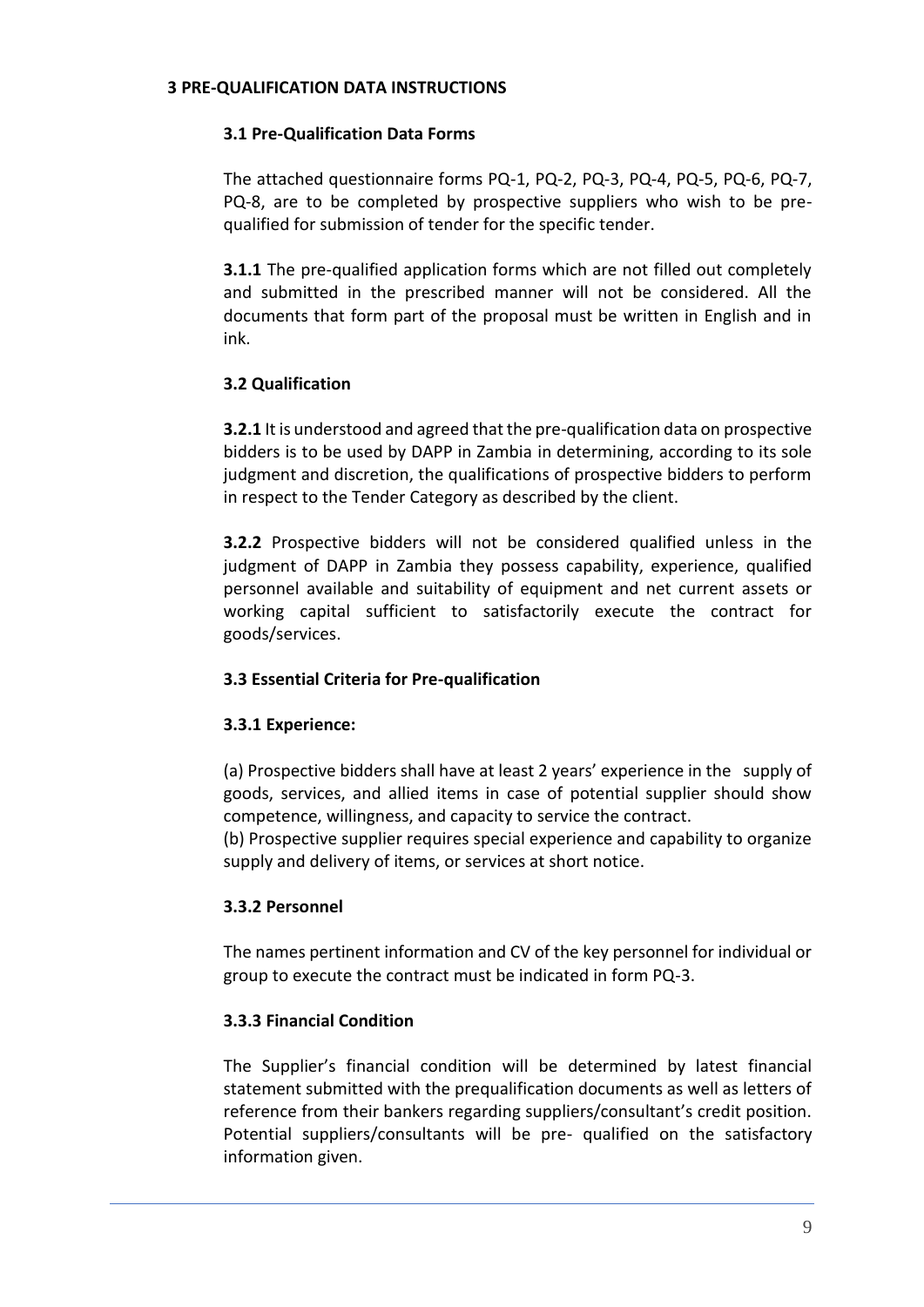## 3 PRE-QUALIFICATION DATA INSTRUCTIONS

### 3.1 Pre-Qualification Data Forms

The attached questionnaire forms PQ-1, PQ-2, PQ-3, PQ-4, PQ-5, PQ-6, PQ-7, PQ-8, are to be completed by prospective suppliers who wish to be pre-qualified for submission of tender for the specific tender.

**3.1.1** The pre-qualified application forms which are not filled out completely and submitted in the prescribed manner will not be considered. All the documents that form part of the proposal must be written in English and in ink.

### 3.2 Qualification

**3.2.1** It is understood and agreed that the pre-qualification data on prospective bidders is to be used by DAPP in Zambia in determining, according to its sole judgment and discretion, the qualifications of prospective bidders to perform in respect to the Tender Category as described by the client.

**3.2.2** Prospective bidders will not be considered qualified unless in the judgment of DAPP in Zambia they possess capability, experience, qualified personnel available and suitability of equipment and net current assets or working capital sufficient to satisfactorily execute the contract for goods/services.

### 3.3 Essential Criteria for Pre-qualification

#### 3.3.1 Experience:

(a) Prospective bidders shall have at least 2 years' experience in the supply of goods, services, and allied items in case of potential supplier should show competence, willingness, and capacity to service the contract.
(b) Prospective supplier requires special experience and capability to organize supply and delivery of items, or services at short notice.

#### 3.3.2 Personnel

The names pertinent information and CV of the key personnel for individual or group to execute the contract must be indicated in form PQ-3.

#### 3.3.3 Financial Condition

The Supplier's financial condition will be determined by latest financial statement submitted with the prequalification documents as well as letters of reference from their bankers regarding suppliers/consultant's credit position. Potential suppliers/consultants will be pre- qualified on the satisfactory information given.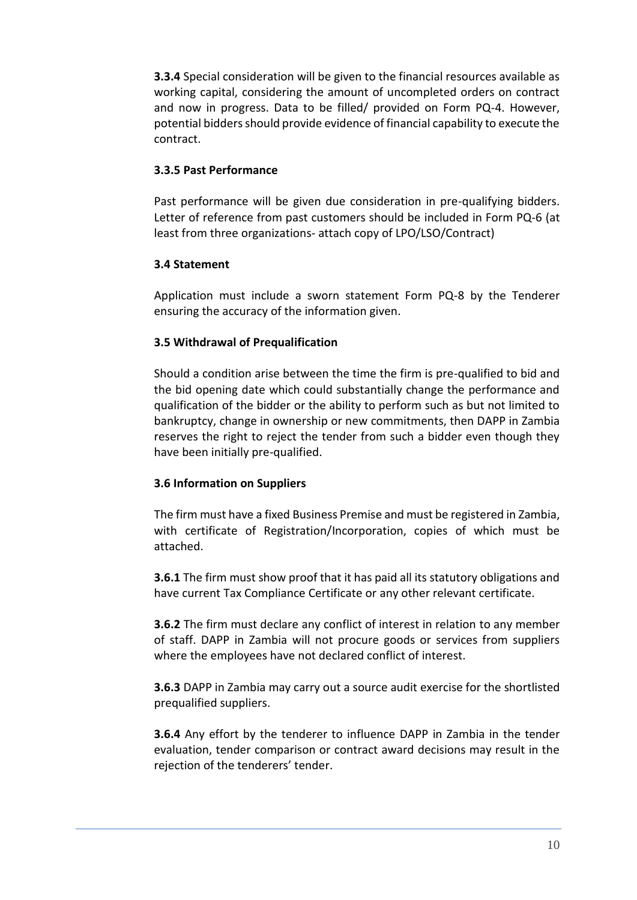**3.3.4** Special consideration will be given to the financial resources available as working capital, considering the amount of uncompleted orders on contract and now in progress. Data to be filled/ provided on Form PQ-4. However, potential bidders should provide evidence of financial capability to execute the contract.

**3.3.5 Past Performance**

Past performance will be given due consideration in pre-qualifying bidders. Letter of reference from past customers should be included in Form PQ-6 (at least from three organizations- attach copy of LPO/LSO/Contract)

**3.4 Statement**

Application must include a sworn statement Form PQ-8 by the Tenderer ensuring the accuracy of the information given.

**3.5 Withdrawal of Prequalification**

Should a condition arise between the time the firm is pre-qualified to bid and the bid opening date which could substantially change the performance and qualification of the bidder or the ability to perform such as but not limited to bankruptcy, change in ownership or new commitments, then DAPP in Zambia reserves the right to reject the tender from such a bidder even though they have been initially pre-qualified.

**3.6 Information on Suppliers**

The firm must have a fixed Business Premise and must be registered in Zambia, with certificate of Registration/Incorporation, copies of which must be attached.

**3.6.1** The firm must show proof that it has paid all its statutory obligations and have current Tax Compliance Certificate or any other relevant certificate.

**3.6.2** The firm must declare any conflict of interest in relation to any member of staff. DAPP in Zambia will not procure goods or services from suppliers where the employees have not declared conflict of interest.

**3.6.3** DAPP in Zambia may carry out a source audit exercise for the shortlisted prequalified suppliers.

**3.6.4** Any effort by the tenderer to influence DAPP in Zambia in the tender evaluation, tender comparison or contract award decisions may result in the rejection of the tenderers' tender.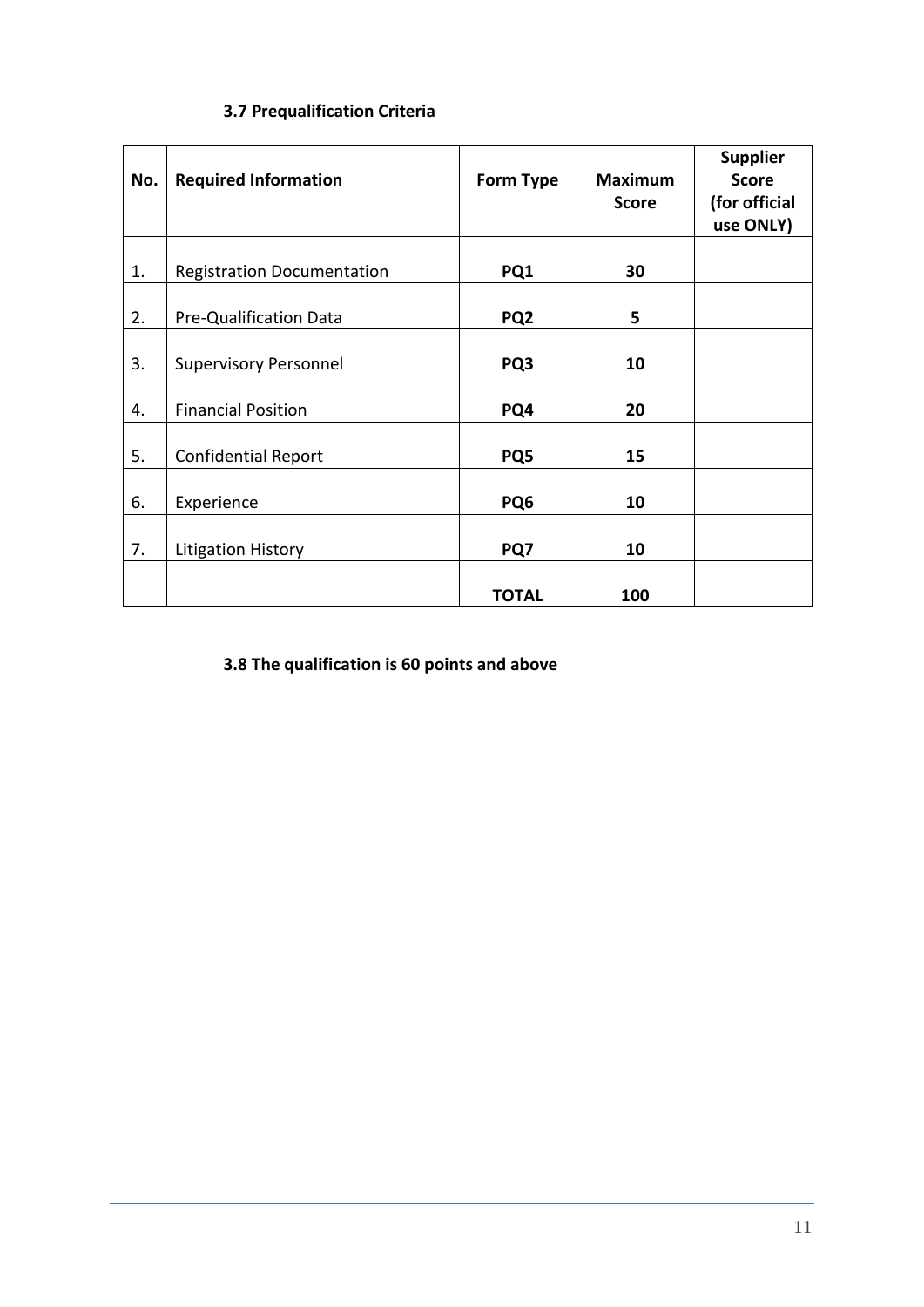### 3.7 Prequalification Criteria

| No. | Required Information | Form Type | Maximum Score | Supplier Score (for official use ONLY) |
|---|---|---|---|---|
| 1. | Registration Documentation | **PQ1** | **30** | |
| 2. | Pre-Qualification Data | **PQ2** | **5** | |
| 3. | Supervisory Personnel | **PQ3** | **10** | |
| 4. | Financial Position | **PQ4** | **20** | |
| 5. | Confidential Report | **PQ5** | **15** | |
| 6. | Experience | **PQ6** | **10** | |
| 7. | Litigation History | **PQ7** | **10** | |
| | | **TOTAL** | **100** | |

### 3.8 The qualification is 60 points and above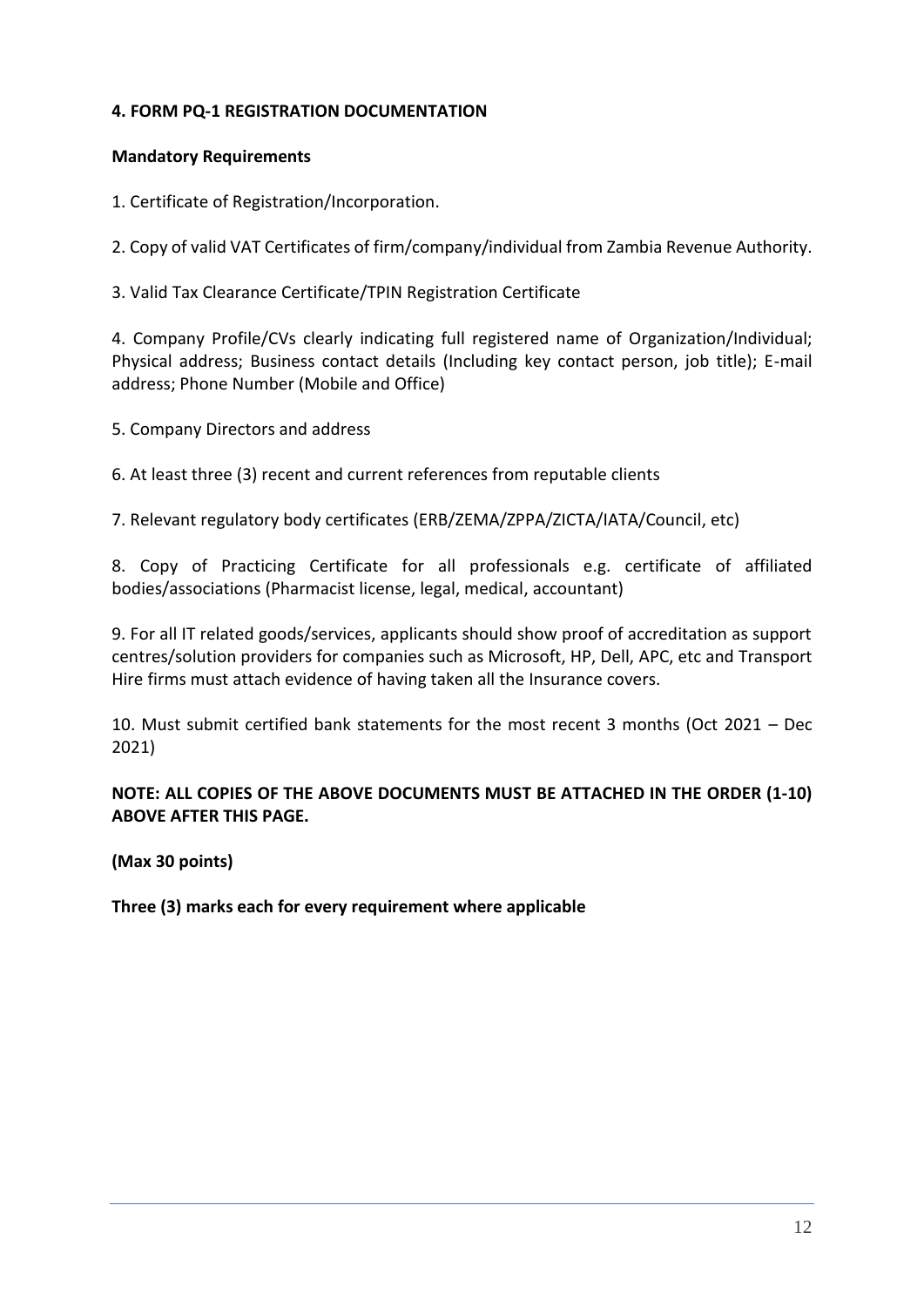## 4. FORM PQ-1 REGISTRATION DOCUMENTATION

**Mandatory Requirements**

1. Certificate of Registration/Incorporation.

2. Copy of valid VAT Certificates of firm/company/individual from Zambia Revenue Authority.

3. Valid Tax Clearance Certificate/TPIN Registration Certificate

4. Company Profile/CVs clearly indicating full registered name of Organization/Individual; Physical address; Business contact details (Including key contact person, job title); E-mail address; Phone Number (Mobile and Office)

5. Company Directors and address

6. At least three (3) recent and current references from reputable clients

7. Relevant regulatory body certificates (ERB/ZEMA/ZPPA/ZICTA/IATA/Council, etc)

8. Copy of Practicing Certificate for all professionals e.g. certificate of affiliated bodies/associations (Pharmacist license, legal, medical, accountant)

9. For all IT related goods/services, applicants should show proof of accreditation as support centres/solution providers for companies such as Microsoft, HP, Dell, APC, etc and Transport Hire firms must attach evidence of having taken all the Insurance covers.

10. Must submit certified bank statements for the most recent 3 months (Oct 2021 – Dec 2021)

**NOTE: ALL COPIES OF THE ABOVE DOCUMENTS MUST BE ATTACHED IN THE ORDER (1-10) ABOVE AFTER THIS PAGE.**

**(Max 30 points)**

**Three (3) marks each for every requirement where applicable**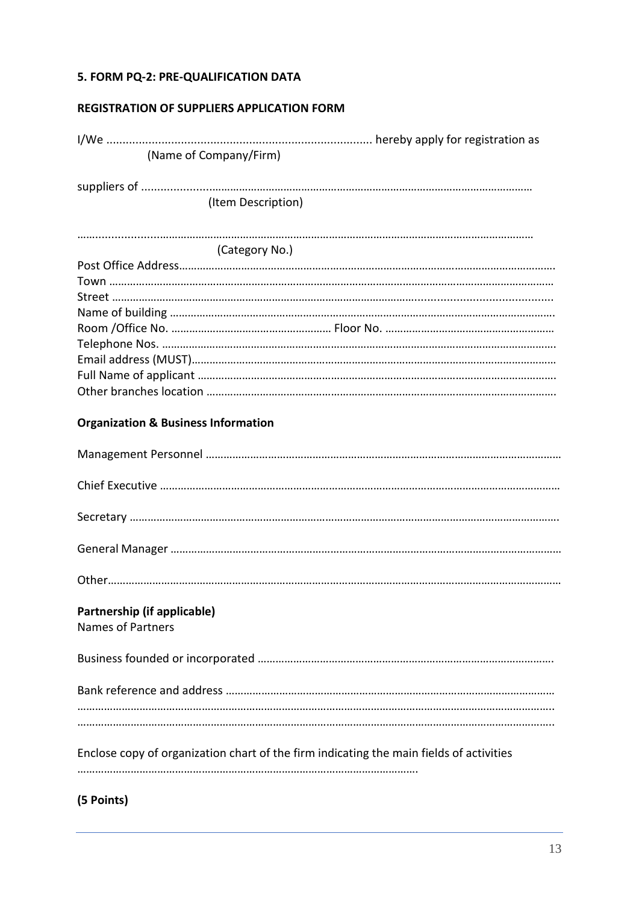### 5. FORM PQ-2: PRE-QUALIFICATION DATA

**REGISTRATION OF SUPPLIERS APPLICATION FORM**

I/We ………………………………………………………………………… hereby apply for registration as
(Name of Company/Firm)

suppliers of ……………………………………………………………………………………………………………
(Item Description)

……………………………………………………………………………………………………………………………
(Category No.)

Post Office Address……………………………………………………………………………………………………
Town ……………………………………………………………………………………………………………………
Street ……………………………………………………………………………………………………………………
Name of building ………………………………………………………………………………………………………
Room /Office No. ……………………………………………… Floor No. …………………………………………
Telephone Nos. …………………………………………………………………………………………………………
Email address (MUST)…………………………………………………………………………………………………
Full Name of applicant …………………………………………………………………………………………………
Other branches location ………………………………………………………………………………………………

**Organization & Business Information**

Management Personnel ………………………………………………………………………………………………

Chief Executive …………………………………………………………………………………………………………

Secretary …………………………………………………………………………………………………………………

General Manager ………………………………………………………………………………………………………

Other………………………………………………………………………………………………………………………

**Partnership (if applicable)**
Names of Partners

Business founded or incorporated ……………………………………………………………………………………

Bank reference and address …………………………………………………………………………………………
……………………………………………………………………………………………………………………………
……………………………………………………………………………………………………………………………

Enclose copy of organization chart of the firm indicating the main fields of activities
……………………………………………………………………………………………………

**(5 Points)**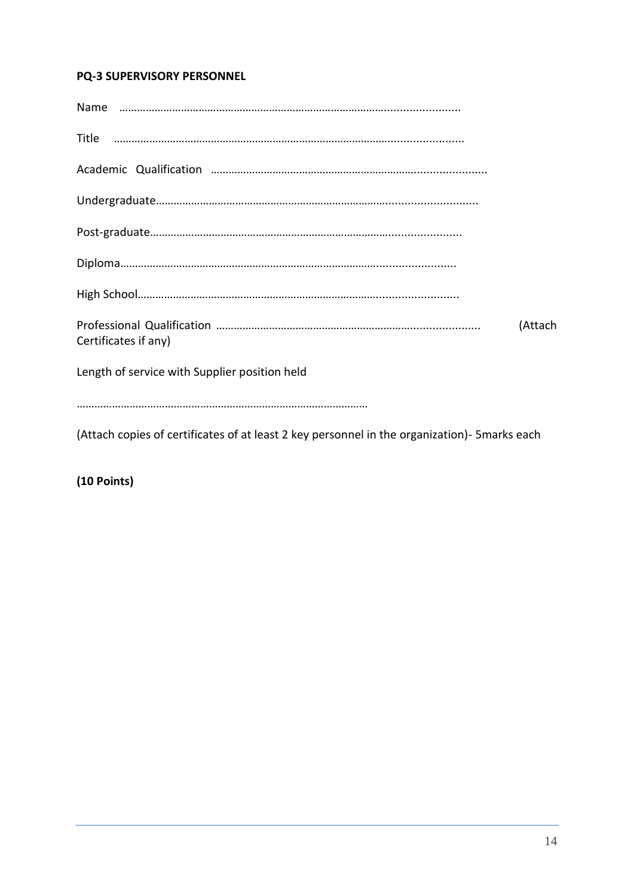**PQ-3 SUPERVISORY PERSONNEL**

Name ………………………………………………………………………………......................

Title ………………………………………………………………………………......................

Academic Qualification ………………………………………………………………......................

Undergraduate……………………………………………………………………........................

Post-graduate…………………………………………………………………….......................

Diploma…………………………………………………………………………......................

High School……………………………………………………………………….......................

Professional Qualification …………………………………………………………...................... (Attach Certificates if any)

Length of service with Supplier position held

…………………………………………………………………………………………

(Attach copies of certificates of at least 2 key personnel in the organization)- 5marks each

**(10 Points)**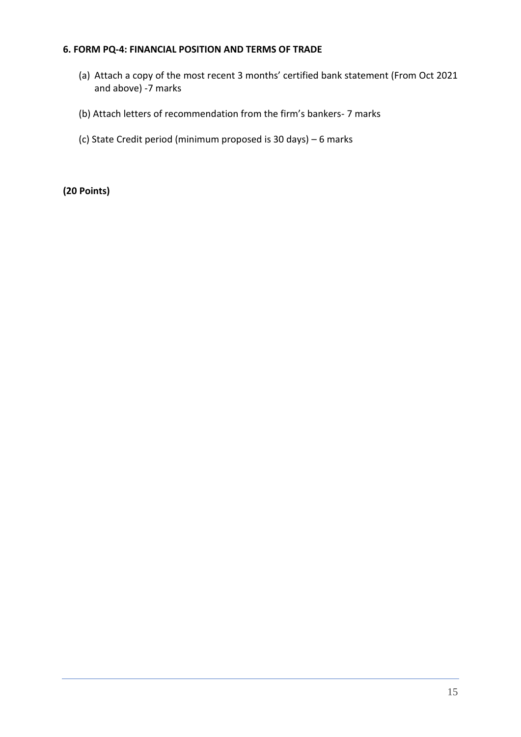**6. FORM PQ-4: FINANCIAL POSITION AND TERMS OF TRADE**

(a) Attach a copy of the most recent 3 months' certified bank statement (From Oct 2021 and above) -7 marks

(b) Attach letters of recommendation from the firm's bankers- 7 marks

(c) State Credit period (minimum proposed is 30 days) – 6 marks

**(20 Points)**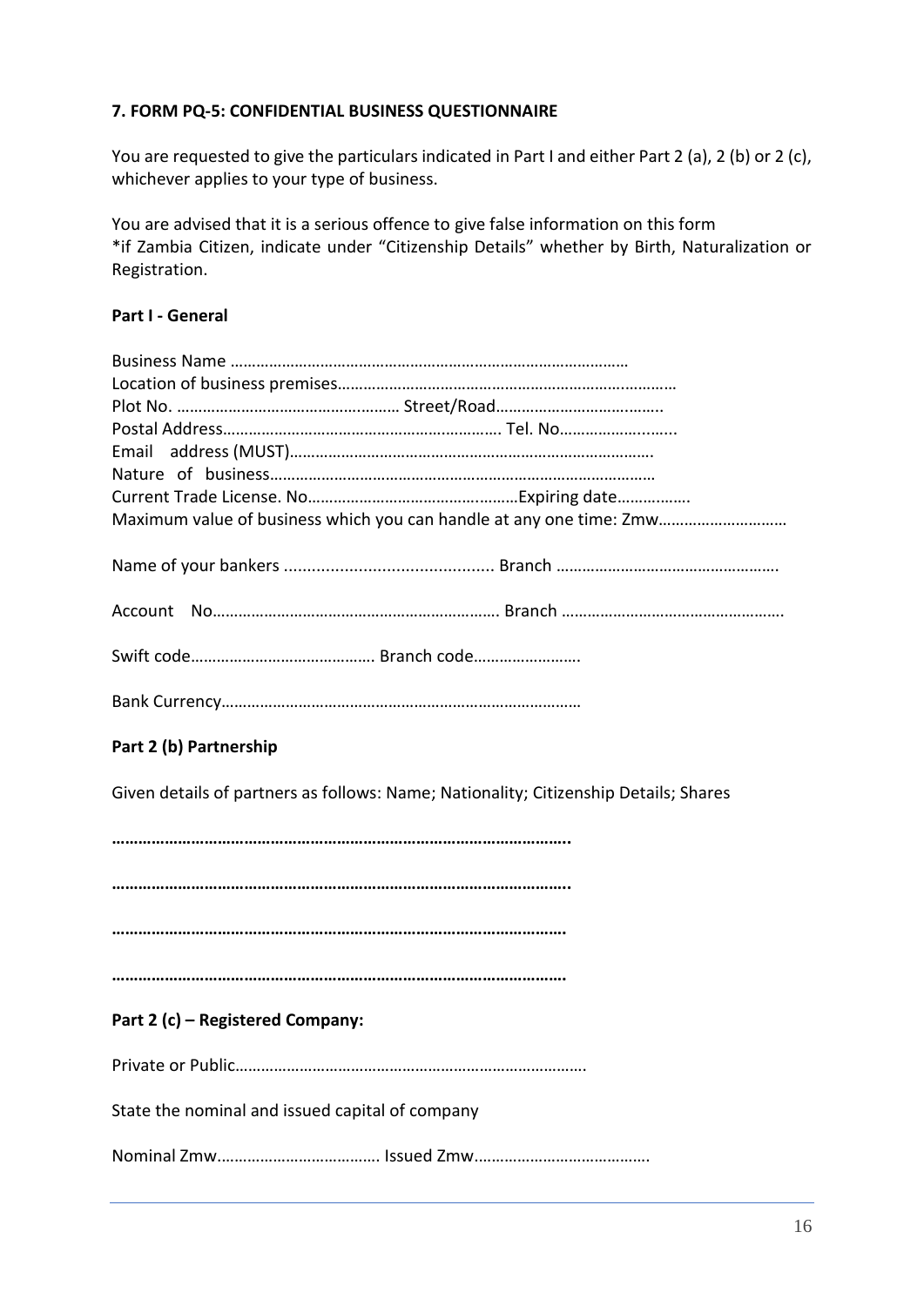### 7. FORM PQ-5: CONFIDENTIAL BUSINESS QUESTIONNAIRE

You are requested to give the particulars indicated in Part I and either Part 2 (a), 2 (b) or 2 (c), whichever applies to your type of business.

You are advised that it is a serious offence to give false information on this form
*if Zambia Citizen, indicate under "Citizenship Details" whether by Birth, Naturalization or Registration.

**Part I - General**

Business Name ………………………………………………………………………………
Location of business premises……………………………………………………………………
Plot No. …………………………………………… Street/Road………………………………..
Postal Address………………………………………………………. Tel. No……………………..
Email address (MUST)………………………………………………………………………….
Nature of business…………………………………………………………………………….
Current Trade License. No…………………………………………Expiring date…………….
Maximum value of business which you can handle at any one time: Zmw………………………

Name of your bankers ............................................ Branch …………………………………………….

Account No…………………………………………………………. Branch …………………………………………….

Swift code……………………………………. Branch code…………………….

Bank Currency…………………………………………………………………………

**Part 2 (b) Partnership**

Given details of partners as follows: Name; Nationality; Citizenship Details; Shares

**…………………………………………………………………………………………..**

**…………………………………………………………………………………………..**

**…………………………………………………………………………………………**

**…………………………………………………………………………………………**

**Part 2 (c) – Registered Company:**

Private or Public……………………………………………………………………….

State the nominal and issued capital of company

Nominal Zmw……………………………….. Issued Zmw………………………………….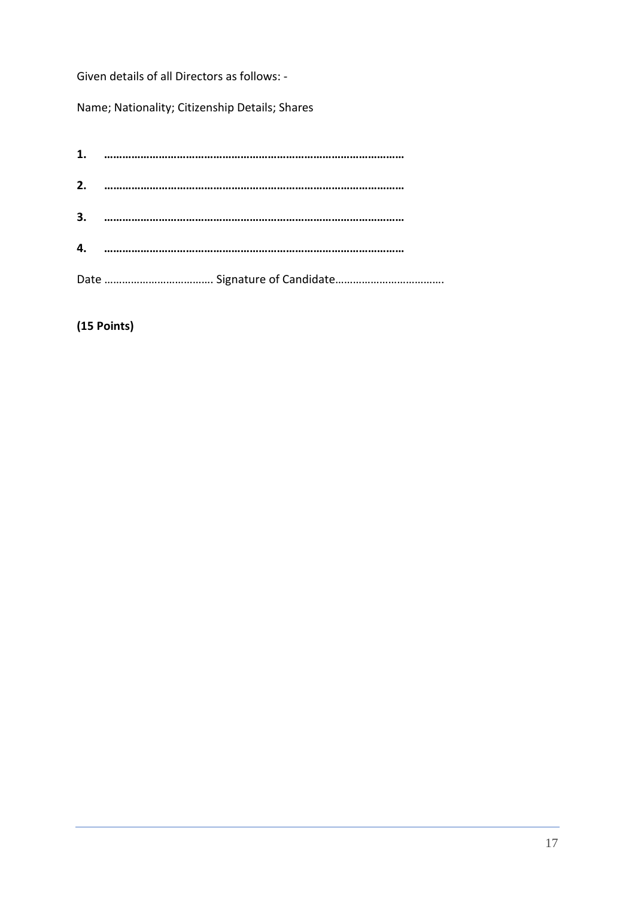Given details of all Directors as follows: -

Name; Nationality; Citizenship Details; Shares

**1. ………………………………………………………………………………………**

**2. ………………………………………………………………………………………**

**3. ………………………………………………………………………………………**

**4. ………………………………………………………………………………………**

Date ………………………………. Signature of Candidate……………………………….

**(15 Points)**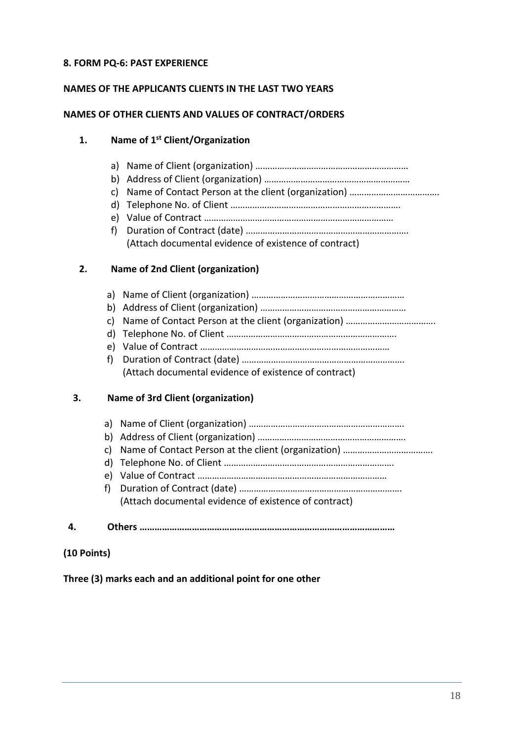**8. FORM PQ-6: PAST EXPERIENCE**

**NAMES OF THE APPLICANTS CLIENTS IN THE LAST TWO YEARS**

**NAMES OF OTHER CLIENTS AND VALUES OF CONTRACT/ORDERS**

**1. Name of 1st Client/Organization**

a) Name of Client (organization) ………………………………………………………
b) Address of Client (organization) ……………………………………………………
c) Name of Contact Person at the client (organization) ……………………………….
d) Telephone No. of Client …………………………………………………………….
e) Value of Contract ……………………………………………………………………
f) Duration of Contract (date) ………………………………………………………….
(Attach documental evidence of existence of contract)

**2. Name of 2nd Client (organization)**

a) Name of Client (organization) ………………………………………………………
b) Address of Client (organization) ……………………………………………………
c) Name of Contact Person at the client (organization) ……………………………….
d) Telephone No. of Client …………………………………………………………….
e) Value of Contract ……………………………………………………………………
f) Duration of Contract (date) ………………………………………………………….
(Attach documental evidence of existence of contract)

**3. Name of 3rd Client (organization)**

a) Name of Client (organization) ……………………………………………………….
b) Address of Client (organization) …………………………………………………….
c) Name of Contact Person at the client (organization) ……………………………….
d) Telephone No. of Client …………………………………………………………….
e) Value of Contract ……………………………………………………………………
f) Duration of Contract (date) ………………………………………………………….
(Attach documental evidence of existence of contract)

**4. Others …………………………………………………………………………………**

**(10 Points)**

**Three (3) marks each and an additional point for one other**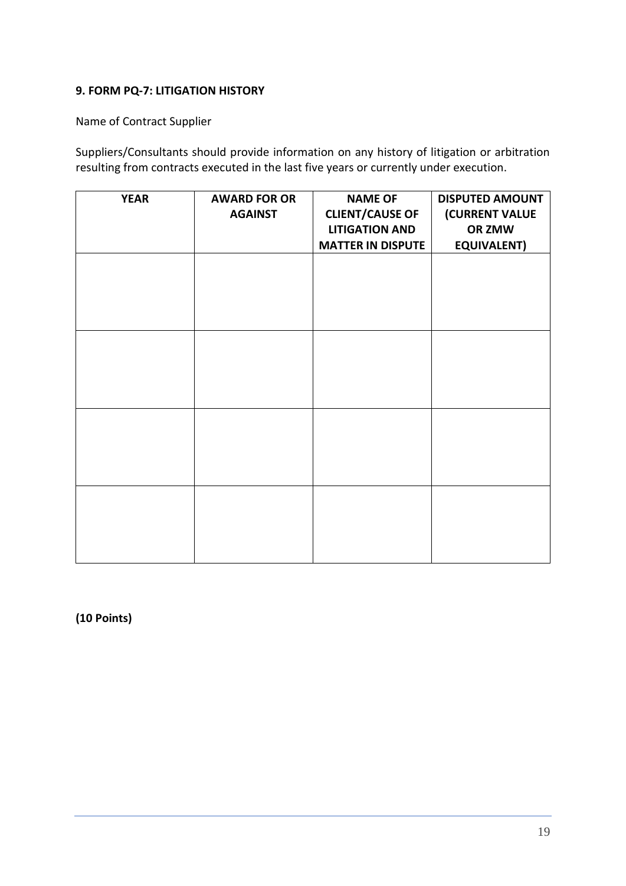**9. FORM PQ-7: LITIGATION HISTORY**

Name of Contract Supplier

Suppliers/Consultants should provide information on any history of litigation or arbitration resulting from contracts executed in the last five years or currently under execution.

| YEAR | AWARD FOR OR AGAINST | NAME OF CLIENT/CAUSE OF LITIGATION AND MATTER IN DISPUTE | DISPUTED AMOUNT (CURRENT VALUE OR ZMW EQUIVALENT) |
|---|---|---|---|
| | | | |
| | | | |
| | | | |
| | | | |

**(10 Points)**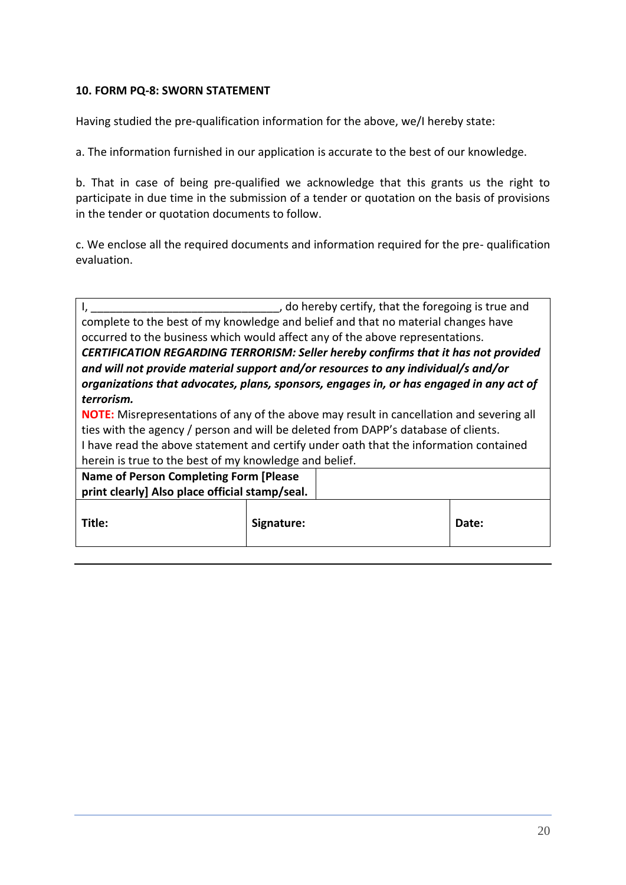**10. FORM PQ-8: SWORN STATEMENT**

Having studied the pre-qualification information for the above, we/I hereby state:

a. The information furnished in our application is accurate to the best of our knowledge.

b. That in case of being pre-qualified we acknowledge that this grants us the right to participate in due time in the submission of a tender or quotation on the basis of provisions in the tender or quotation documents to follow.

c. We enclose all the required documents and information required for the pre- qualification evaluation.

I, ______________________________, do hereby certify, that the foregoing is true and complete to the best of my knowledge and belief and that no material changes have occurred to the business which would affect any of the above representations.

***CERTIFICATION REGARDING TERRORISM: Seller hereby confirms that it has not provided and will not provide material support and/or resources to any individual/s and/or organizations that advocates, plans, sponsors, engages in, or has engaged in any act of terrorism.***

**NOTE:** Misrepresentations of any of the above may result in cancellation and severing all ties with the agency / person and will be deleted from DAPP's database of clients.

I have read the above statement and certify under oath that the information contained herein is true to the best of my knowledge and belief.

| | | |
|---|---|---|
| **Name of Person Completing Form [Please print clearly] Also place official stamp/seal.** | | |
| **Title:** | **Signature:** | **Date:** |